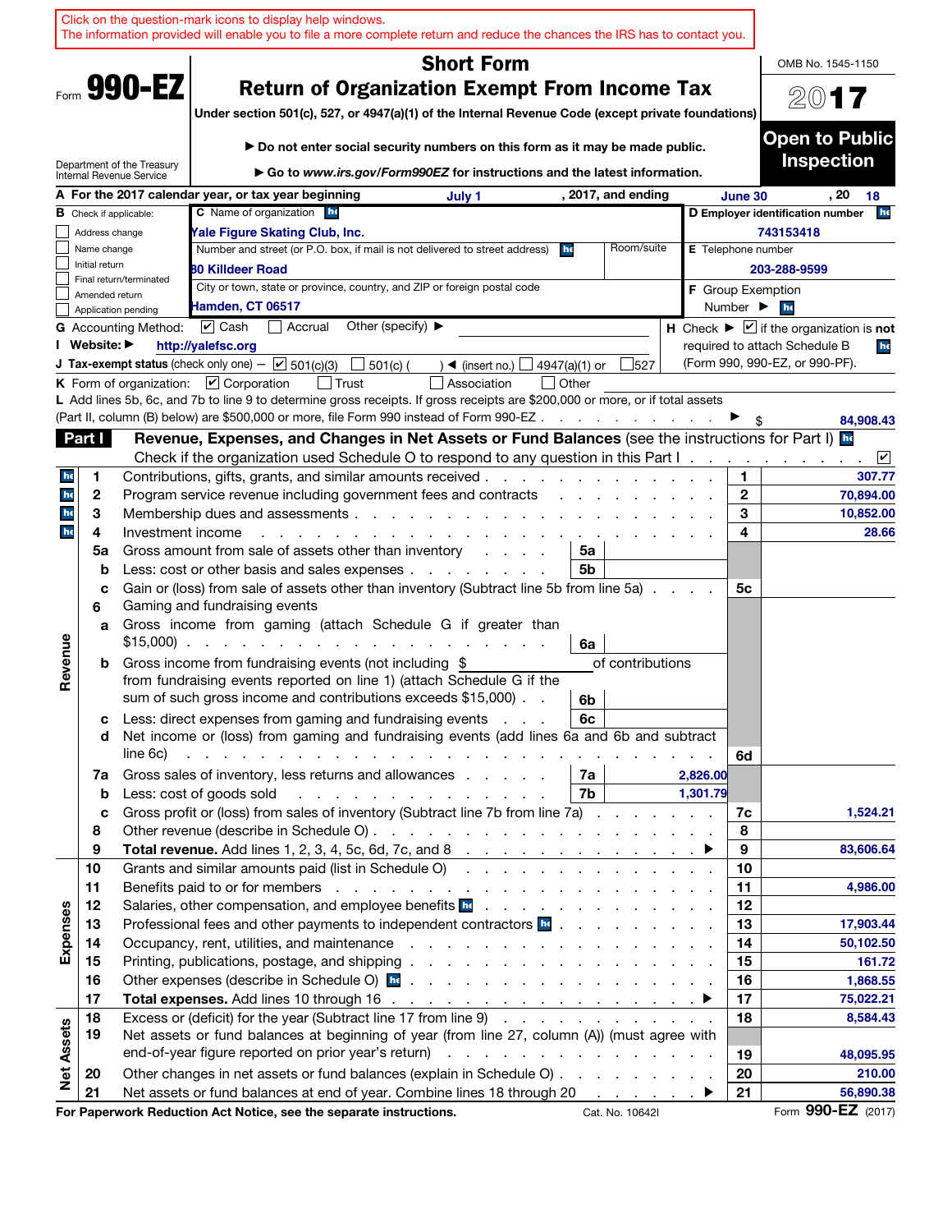Click on the question-mark icons to display help windows.
The information provided will enable you to file a more complete return and reduce the chances the IRS has to contact you.

Form **990-EZ**

Department of the Treasury
Internal Revenue Service

# Short Form
## Return of Organization Exempt From Income Tax

**Under section 501(c), 527, or 4947(a)(1) of the Internal Revenue Code (except private foundations)**

▶ **Do not enter social security numbers on this form as it may be made public.**

▶ **Go to *www.irs.gov/Form990EZ* for instructions and the latest information.**

OMB No. 1545-1150

**2017**

**Open to Public Inspection**

**A** For the 2017 calendar year, or tax year beginning July 1, 2017, and ending June 30, 20 18

**B** Check if applicable:
- ☐ Address change
- ☐ Name change
- ☐ Initial return
- ☐ Final return/terminated
- ☐ Amended return
- ☐ Application pending

**C** Name of organization: Yale Figure Skating Club, Inc.

Number and street (or P.O. box, if mail is not delivered to street address): 80 Killdeer Road — Room/suite:

City or town, state or province, country, and ZIP or foreign postal code: Hamden, CT 06517

**D Employer identification number:** 743153418

**E** Telephone number: 203-288-9599

**F** Group Exemption Number ▶

**G** Accounting Method: ☑ Cash ☐ Accrual Other (specify) ▶

**H** Check ▶ ☑ if the organization is **not** required to attach Schedule B (Form 990, 990-EZ, or 990-PF).

**I Website:** ▶ http://yalefsc.org

**J Tax-exempt status** (check only one) — ☑ 501(c)(3) ☐ 501(c) ( ) ◀ (insert no.) ☐ 4947(a)(1) or ☐ 527

**K** Form of organization: ☑ Corporation ☐ Trust ☐ Association ☐ Other

**L** Add lines 5b, 6c, and 7b to line 9 to determine gross receipts. If gross receipts are $200,000 or more, or if total assets (Part II, column (B) below) are $500,000 or more, file Form 990 instead of Form 990-EZ ▶ $ 84,908.43

**Part I — Revenue, Expenses, and Changes in Net Assets or Fund Balances** (see the instructions for Part I)

Check if the organization used Schedule O to respond to any question in this Part I ☑

| Section | Line | Description | Sub-line | Sub-amount | Line | Amount |
|---|---|---|---|---|---|---|
| Revenue | 1 | Contributions, gifts, grants, and similar amounts received | | | 1 | 307.77 |
| | 2 | Program service revenue including government fees and contracts | | | 2 | 70,894.00 |
| | 3 | Membership dues and assessments | | | 3 | 10,852.00 |
| | 4 | Investment income | | | 4 | 28.66 |
| | 5a | Gross amount from sale of assets other than inventory | 5a | | | |
| | b | Less: cost or other basis and sales expenses | 5b | | | |
| | c | Gain or (loss) from sale of assets other than inventory (Subtract line 5b from line 5a) | | | 5c | |
| | 6 | Gaming and fundraising events | | | | |
| | a | Gross income from gaming (attach Schedule G if greater than $15,000) | 6a | | | |
| | b | Gross income from fundraising events (not including $ ______ of contributions from fundraising events reported on line 1) (attach Schedule G if the sum of such gross income and contributions exceeds $15,000) | 6b | | | |
| | c | Less: direct expenses from gaming and fundraising events | 6c | | | |
| | d | Net income or (loss) from gaming and fundraising events (add lines 6a and 6b and subtract line 6c) | | | 6d | |
| | 7a | Gross sales of inventory, less returns and allowances | 7a | 2,826.00 | | |
| | b | Less: cost of goods sold | 7b | 1,301.79 | | |
| | c | Gross profit or (loss) from sales of inventory (Subtract line 7b from line 7a) | | | 7c | 1,524.21 |
| | 8 | Other revenue (describe in Schedule O) | | | 8 | |
| | 9 | **Total revenue.** Add lines 1, 2, 3, 4, 5c, 6d, 7c, and 8 ▶ | | | 9 | 83,606.64 |
| Expenses | 10 | Grants and similar amounts paid (list in Schedule O) | | | 10 | |
| | 11 | Benefits paid to or for members | | | 11 | 4,986.00 |
| | 12 | Salaries, other compensation, and employee benefits | | | 12 | |
| | 13 | Professional fees and other payments to independent contractors | | | 13 | 17,903.44 |
| | 14 | Occupancy, rent, utilities, and maintenance | | | 14 | 50,102.50 |
| | 15 | Printing, publications, postage, and shipping | | | 15 | 161.72 |
| | 16 | Other expenses (describe in Schedule O) | | | 16 | 1,868.55 |
| | 17 | **Total expenses.** Add lines 10 through 16 ▶ | | | 17 | 75,022.21 |
| Net Assets | 18 | Excess or (deficit) for the year (Subtract line 17 from line 9) | | | 18 | 8,584.43 |
| | 19 | Net assets or fund balances at beginning of year (from line 27, column (A)) (must agree with end-of-year figure reported on prior year's return) | | | 19 | 48,095.95 |
| | 20 | Other changes in net assets or fund balances (explain in Schedule O) | | | 20 | 210.00 |
| | 21 | Net assets or fund balances at end of year. Combine lines 18 through 20 ▶ | | | 21 | 56,890.38 |

**For Paperwork Reduction Act Notice, see the separate instructions.** Cat. No. 10642I Form **990-EZ** (2017)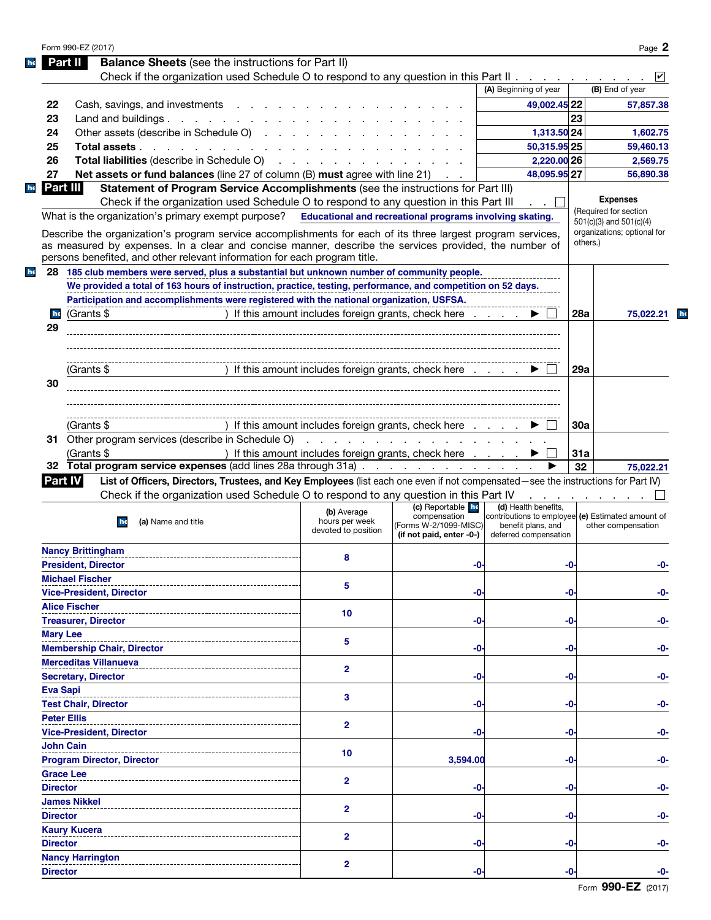Form 990-EZ (2017)

## Part II Balance Sheets (see the instructions for Part II)

Check if the organization used Schedule O to respond to any question in this Part II . . . . . . . . . . ☑

| | | (A) Beginning of year | | (B) End of year |
|---|---|---|---|---|
| 22 | Cash, savings, and investments | 49,002.45 | 22 | 57,857.38 |
| 23 | Land and buildings | | 23 | |
| 24 | Other assets (describe in Schedule O) | 1,313.50 | 24 | 1,602.75 |
| 25 | **Total assets** | 50,315.95 | 25 | 59,460.13 |
| 26 | **Total liabilities** (describe in Schedule O) | 2,220.00 | 26 | 2,569.75 |
| 27 | **Net assets or fund balances** (line 27 of column (B) **must** agree with line 21) | 48,095.95 | 27 | 56,890.38 |

## Part III Statement of Program Service Accomplishments (see the instructions for Part III)

Check if the organization used Schedule O to respond to any question in this Part III . . ☐

What is the organization's primary exempt purpose? **Educational and recreational programs involving skating.**

Describe the organization's program service accomplishments for each of its three largest program services, as measured by expenses. In a clear and concise manner, describe the services provided, the number of persons benefited, and other relevant information for each program title.

**Expenses** (Required for section 501(c)(3) and 501(c)(4) organizations; optional for others.)

| | Description | | Expenses |
|---|---|---|---|
| 28 | 185 club members were served, plus a substantial but unknown number of community people. We provided a total of 163 hours of instruction, practice, testing, performance, and competition on 52 days. Participation and accomplishments were registered with the national organization, USFSA. (Grants $ ) If this amount includes foreign grants, check here ☐ | 28a | 75,022.21 |
| 29 | (Grants $ ) If this amount includes foreign grants, check here ☐ | 29a | |
| 30 | (Grants $ ) If this amount includes foreign grants, check here ☐ | 30a | |
| 31 | Other program services (describe in Schedule O) (Grants $ ) If this amount includes foreign grants, check here ☐ | 31a | |
| 32 | **Total program service expenses** (add lines 28a through 31a) | 32 | 75,022.21 |

## Part IV List of Officers, Directors, Trustees, and Key Employees (list each one even if not compensated—see the instructions for Part IV)

Check if the organization used Schedule O to respond to any question in this Part IV . . . . . . . . ☐

| (a) Name and title | (b) Average hours per week devoted to position | (c) Reportable compensation (Forms W-2/1099-MISC) (if not paid, enter -0-) | (d) Health benefits, contributions to employee benefit plans, and deferred compensation | (e) Estimated amount of other compensation |
|---|---|---|---|---|
| Nancy Brittingham<br>President, Director | 8 | -0- | -0- | -0- |
| Michael Fischer<br>Vice-President, Director | 5 | -0- | -0- | -0- |
| Alice Fischer<br>Treasurer, Director | 10 | -0- | -0- | -0- |
| Mary Lee<br>Membership Chair, Director | 5 | -0- | -0- | -0- |
| Merceditas Villanueva<br>Secretary, Director | 2 | -0- | -0- | -0- |
| Eva Sapi<br>Test Chair, Director | 3 | -0- | -0- | -0- |
| Peter Ellis<br>Vice-President, Director | 2 | -0- | -0- | -0- |
| John Cain<br>Program Director, Director | 10 | 3,594.00 | -0- | -0- |
| Grace Lee<br>Director | 2 | -0- | -0- | -0- |
| James Nikkel<br>Director | 2 | -0- | -0- | -0- |
| Kaury Kucera<br>Director | 2 | -0- | -0- | -0- |
| Nancy Harrington<br>Director | 2 | -0- | -0- | -0- |

Form **990-EZ** (2017)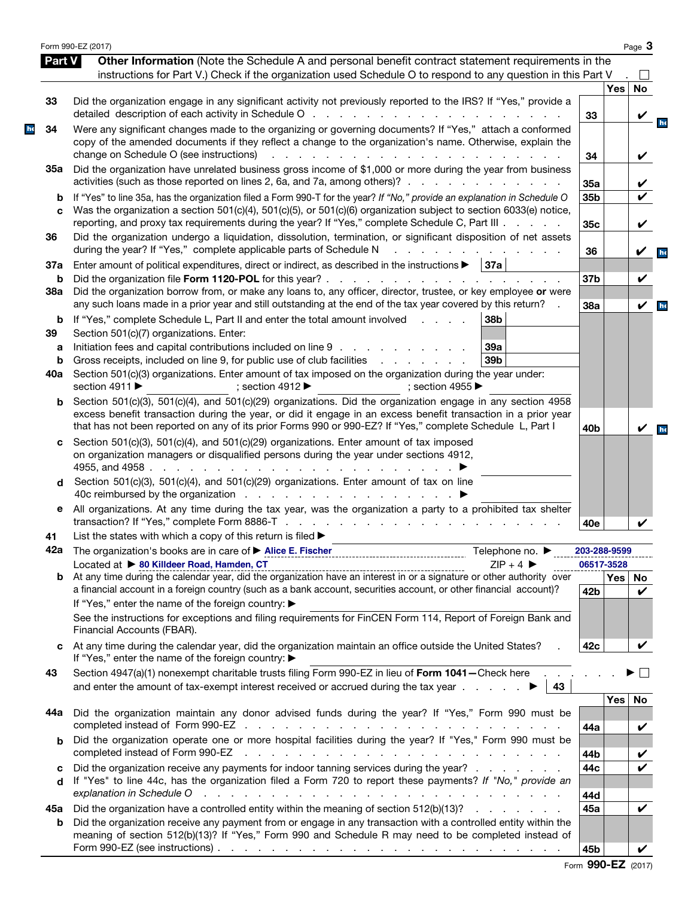## Part V Other Information

(Note the Schedule A and personal benefit contract statement requirements in the instructions for Part V.) Check if the organization used Schedule O to respond to any question in this Part V . ☐

| | | Line | Yes | No |
|---|---|---|---|---|
| **33** | Did the organization engage in any significant activity not previously reported to the IRS? If "Yes," provide a detailed description of each activity in Schedule O | 33 | | ✔ |
| **34** | Were any significant changes made to the organizing or governing documents? If "Yes," attach a conformed copy of the amended documents if they reflect a change to the organization's name. Otherwise, explain the change on Schedule O (see instructions) | 34 | | ✔ |
| **35a** | Did the organization have unrelated business gross income of $1,000 or more during the year from business activities (such as those reported on lines 2, 6a, and 7a, among others)? | 35a | | ✔ |
| **b** | If "Yes" to line 35a, has the organization filed a Form 990-T for the year? *If "No," provide an explanation in Schedule O* | 35b | | ✔ |
| **c** | Was the organization a section 501(c)(4), 501(c)(5), or 501(c)(6) organization subject to section 6033(e) notice, reporting, and proxy tax requirements during the year? If "Yes," complete Schedule C, Part III | 35c | | ✔ |
| **36** | Did the organization undergo a liquidation, dissolution, termination, or significant disposition of net assets during the year? If "Yes," complete applicable parts of Schedule N | 36 | | ✔ |
| **37a** | Enter amount of political expenditures, direct or indirect, as described in the instructions ▶ 37a | | | |
| **b** | Did the organization file **Form 1120-POL** for this year? | 37b | | ✔ |
| **38a** | Did the organization borrow from, or make any loans to, any officer, director, trustee, or key employee **or** were any such loans made in a prior year and still outstanding at the end of the tax year covered by this return? | 38a | | ✔ |
| **b** | If "Yes," complete Schedule L, Part II and enter the total amount involved 38b | | | |
| **39** | Section 501(c)(7) organizations. Enter: | | | |
| **a** | Initiation fees and capital contributions included on line 9 39a | | | |
| **b** | Gross receipts, included on line 9, for public use of club facilities 39b | | | |
| **40a** | Section 501(c)(3) organizations. Enter amount of tax imposed on the organization during the year under: section 4911 ▶ ; section 4912 ▶ ; section 4955 ▶ | | | |
| **b** | Section 501(c)(3), 501(c)(4), and 501(c)(29) organizations. Did the organization engage in any section 4958 excess benefit transaction during the year, or did it engage in an excess benefit transaction in a prior year that has not been reported on any of its prior Forms 990 or 990-EZ? If "Yes," complete Schedule L, Part I | 40b | | ✔ |
| **c** | Section 501(c)(3), 501(c)(4), and 501(c)(29) organizations. Enter amount of tax imposed on organization managers or disqualified persons during the year under sections 4912, 4955, and 4958 ▶ | | | |
| **d** | Section 501(c)(3), 501(c)(4), and 501(c)(29) organizations. Enter amount of tax on line 40c reimbursed by the organization ▶ | | | |
| **e** | All organizations. At any time during the tax year, was the organization a party to a prohibited tax shelter transaction? If "Yes," complete Form 8886-T | 40e | | ✔ |

**41** List the states with which a copy of this return is filed ▶

**42a** The organization's books are in care of ▶ Alice E. Fischer  Telephone no. ▶ 203-288-9599
Located at ▶ 80 Killdeer Road, Hamden, CT  ZIP + 4 ▶ 06517-3528

| | | Line | Yes | No |
|---|---|---|---|---|
| **b** | At any time during the calendar year, did the organization have an interest in or a signature or other authority over a financial account in a foreign country (such as a bank account, securities account, or other financial account)? If "Yes," enter the name of the foreign country: ▶ See the instructions for exceptions and filing requirements for FinCEN Form 114, Report of Foreign Bank and Financial Accounts (FBAR). | 42b | | ✔ |
| **c** | At any time during the calendar year, did the organization maintain an office outside the United States? If "Yes," enter the name of the foreign country: ▶ | 42c | | ✔ |

**43** Section 4947(a)(1) nonexempt charitable trusts filing Form 990-EZ in lieu of **Form 1041**—Check here ▶ ☐
and enter the amount of tax-exempt interest received or accrued during the tax year ▶ 43

| | | Line | Yes | No |
|---|---|---|---|---|
| **44a** | Did the organization maintain any donor advised funds during the year? If "Yes," Form 990 must be completed instead of Form 990-EZ | 44a | | ✔ |
| **b** | Did the organization operate one or more hospital facilities during the year? If "Yes," Form 990 must be completed instead of Form 990-EZ | 44b | | ✔ |
| **c** | Did the organization receive any payments for indoor tanning services during the year? | 44c | | ✔ |
| **d** | If "Yes" to line 44c, has the organization filed a Form 720 to report these payments? *If "No," provide an explanation in Schedule O* | 44d | | |
| **45a** | Did the organization have a controlled entity within the meaning of section 512(b)(13)? | 45a | | ✔ |
| **b** | Did the organization receive any payment from or engage in any transaction with a controlled entity within the meaning of section 512(b)(13)? If "Yes," Form 990 and Schedule R may need to be completed instead of Form 990-EZ (see instructions) | 45b | | ✔ |

Form **990-EZ** (2017)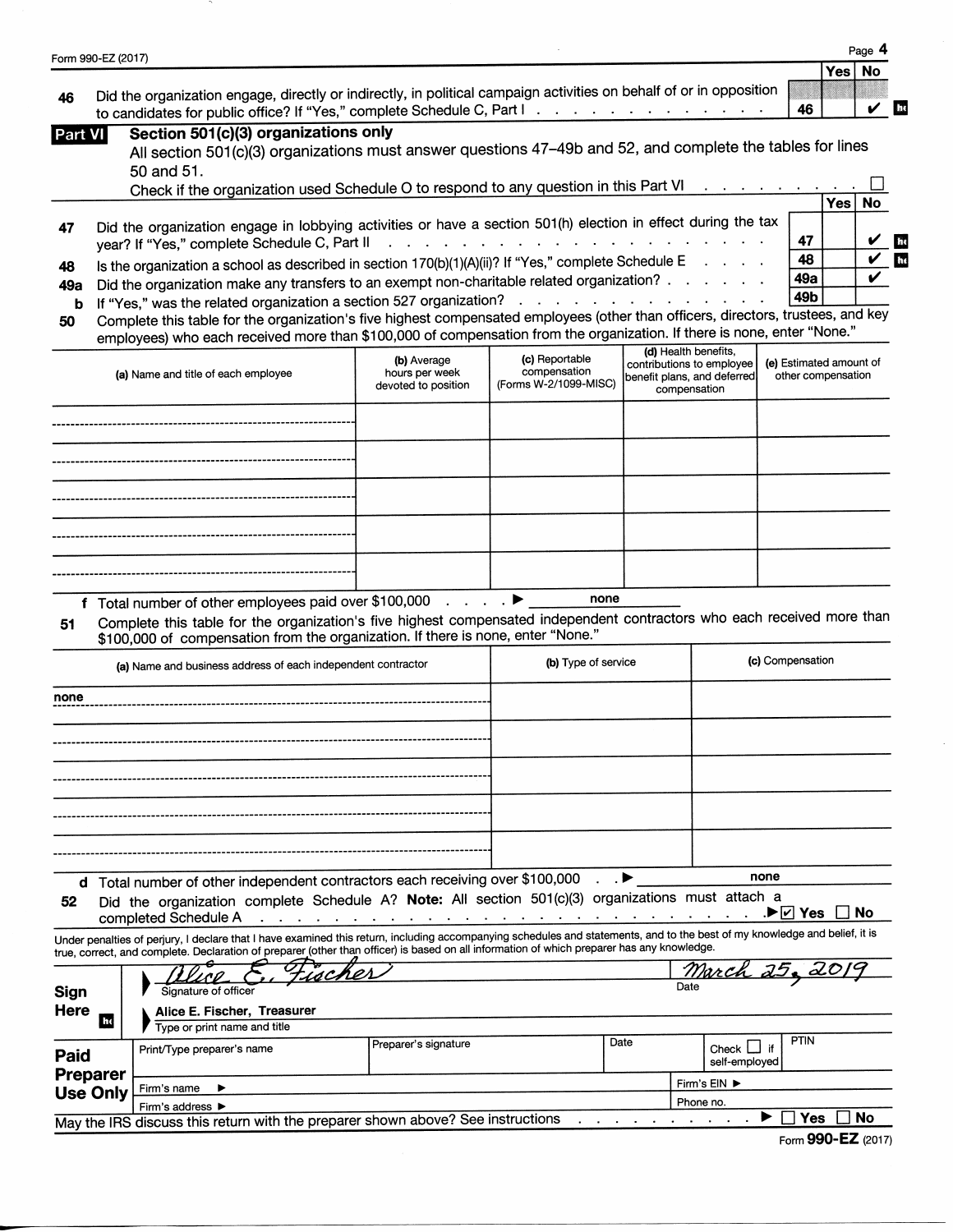| | | | Yes | No |
|---|---|---|---|---|
| 46 | Did the organization engage, directly or indirectly, in political campaign activities on behalf of or in opposition to candidates for public office? If "Yes," complete Schedule C, Part I | 46 | | ✔ |

## Part VI Section 501(c)(3) organizations only

All section 501(c)(3) organizations must answer questions 47–49b and 52, and complete the tables for lines 50 and 51.

Check if the organization used Schedule O to respond to any question in this Part VI ☐

| | | | Yes | No |
|---|---|---|---|---|
| 47 | Did the organization engage in lobbying activities or have a section 501(h) election in effect during the tax year? If "Yes," complete Schedule C, Part II | 47 | | ✔ |
| 48 | Is the organization a school as described in section 170(b)(1)(A)(ii)? If "Yes," complete Schedule E | 48 | | ✔ |
| 49a | Did the organization make any transfers to an exempt non-charitable related organization? | 49a | | ✔ |
| b | If "Yes," was the related organization a section 527 organization? | 49b | | |

**50** Complete this table for the organization's five highest compensated employees (other than officers, directors, trustees, and key employees) who each received more than $100,000 of compensation from the organization. If there is none, enter "None."

| (a) Name and title of each employee | (b) Average hours per week devoted to position | (c) Reportable compensation (Forms W-2/1099-MISC) | (d) Health benefits, contributions to employee benefit plans, and deferred compensation | (e) Estimated amount of other compensation |
|---|---|---|---|---|
| | | | | |
| | | | | |
| | | | | |
| | | | | |
| | | | | |

**f** Total number of other employees paid over $100,000 ▶ none

**51** Complete this table for the organization's five highest compensated independent contractors who each received more than $100,000 of compensation from the organization. If there is none, enter "None."

| (a) Name and business address of each independent contractor | (b) Type of service | (c) Compensation |
|---|---|---|
| none | | |
| | | |
| | | |
| | | |
| | | |

**d** Total number of other independent contractors each receiving over $100,000 ▶ none

**52** Did the organization complete Schedule A? **Note:** All section 501(c)(3) organizations must attach a completed Schedule A ▶ ☑ Yes ☐ No

Under penalties of perjury, I declare that I have examined this return, including accompanying schedules and statements, and to the best of my knowledge and belief, it is true, correct, and complete. Declaration of preparer (other than officer) is based on all information of which preparer has any knowledge.

**Sign Here**

Signature of officer: *Alice E. Fischer* Date: *March 25, 2019*

Type or print name and title: Alice E. Fischer, Treasurer

**Paid Preparer Use Only**

| Print/Type preparer's name | Preparer's signature | Date | Check ☐ if self-employed | PTIN |
|---|---|---|---|---|
| | | | | |

Firm's name ▶ Firm's EIN ▶

Firm's address ▶ Phone no.

May the IRS discuss this return with the preparer shown above? See instructions ▶ ☐ Yes ☐ No

Form 990-EZ (2017)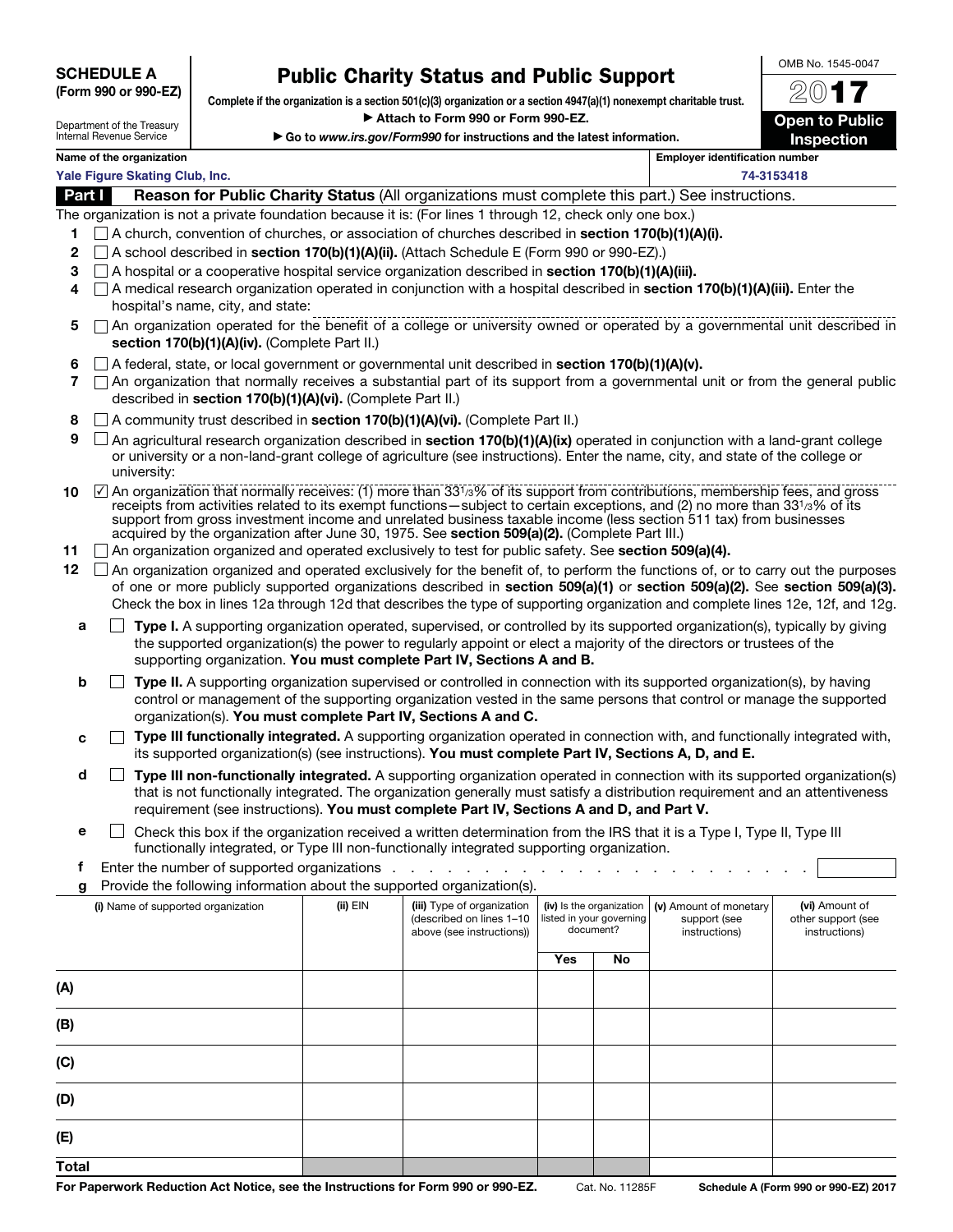**SCHEDULE A**
**(Form 990 or 990-EZ)**

Department of the Treasury
Internal Revenue Service

# Public Charity Status and Public Support

**Complete if the organization is a section 501(c)(3) organization or a section 4947(a)(1) nonexempt charitable trust.**

▶ **Attach to Form 990 or Form 990-EZ.**

▶ **Go to *www.irs.gov/Form990* for instructions and the latest information.**

OMB No. 1545-0047

**2017**

**Open to Public Inspection**

**Name of the organization**
Yale Figure Skating Club, Inc.

**Employer identification number**
74-3153418

## Part I Reason for Public Charity Status (All organizations must complete this part.) See instructions.

The organization is not a private foundation because it is: (For lines 1 through 12, check only one box.)

1. ☐ A church, convention of churches, or association of churches described in **section 170(b)(1)(A)(i).**
2. ☐ A school described in **section 170(b)(1)(A)(ii).** (Attach Schedule E (Form 990 or 990-EZ).)
3. ☐ A hospital or a cooperative hospital service organization described in **section 170(b)(1)(A)(iii).**
4. ☐ A medical research organization operated in conjunction with a hospital described in **section 170(b)(1)(A)(iii).** Enter the hospital's name, city, and state:
5. ☐ An organization operated for the benefit of a college or university owned or operated by a governmental unit described in **section 170(b)(1)(A)(iv).** (Complete Part II.)
6. ☐ A federal, state, or local government or governmental unit described in **section 170(b)(1)(A)(v).**
7. ☐ An organization that normally receives a substantial part of its support from a governmental unit or from the general public described in **section 170(b)(1)(A)(vi).** (Complete Part II.)
8. ☐ A community trust described in **section 170(b)(1)(A)(vi).** (Complete Part II.)
9. ☐ An agricultural research organization described in **section 170(b)(1)(A)(ix)** operated in conjunction with a land-grant college or university or a non-land-grant college of agriculture (see instructions). Enter the name, city, and state of the college or university:
10. ☑ An organization that normally receives: (1) more than 33 1/3% of its support from contributions, membership fees, and gross receipts from activities related to its exempt functions—subject to certain exceptions, and (2) no more than 33 1/3% of its support from gross investment income and unrelated business taxable income (less section 511 tax) from businesses acquired by the organization after June 30, 1975. See **section 509(a)(2).** (Complete Part III.)
11. ☐ An organization organized and operated exclusively to test for public safety. See **section 509(a)(4).**
12. ☐ An organization organized and operated exclusively for the benefit of, to perform the functions of, or to carry out the purposes of one or more publicly supported organizations described in **section 509(a)(1)** or **section 509(a)(2).** See **section 509(a)(3).** Check the box in lines 12a through 12d that describes the type of supporting organization and complete lines 12e, 12f, and 12g.

   **a** ☐ **Type I.** A supporting organization operated, supervised, or controlled by its supported organization(s), typically by giving the supported organization(s) the power to regularly appoint or elect a majority of the directors or trustees of the supporting organization. **You must complete Part IV, Sections A and B.**

   **b** ☐ **Type II.** A supporting organization supervised or controlled in connection with its supported organization(s), by having control or management of the supporting organization vested in the same persons that control or manage the supported organization(s). **You must complete Part IV, Sections A and C.**

   **c** ☐ **Type III functionally integrated.** A supporting organization operated in connection with, and functionally integrated with, its supported organization(s) (see instructions). **You must complete Part IV, Sections A, D, and E.**

   **d** ☐ **Type III non-functionally integrated.** A supporting organization operated in connection with its supported organization(s) that is not functionally integrated. The organization generally must satisfy a distribution requirement and an attentiveness requirement (see instructions). **You must complete Part IV, Sections A and D, and Part V.**

   **e** ☐ Check this box if the organization received a written determination from the IRS that it is a Type I, Type II, Type III functionally integrated, or Type III non-functionally integrated supporting organization.

   **f** Enter the number of supported organizations

   **g** Provide the following information about the supported organization(s).

| (i) Name of supported organization | (ii) EIN | (iii) Type of organization (described on lines 1–10 above (see instructions)) | (iv) Is the organization listed in your governing document? | | (v) Amount of monetary support (see instructions) | (vi) Amount of other support (see instructions) |
|---|---|---|---|---|---|---|
| | | | Yes | No | | |
| (A) | | | | | | |
| (B) | | | | | | |
| (C) | | | | | | |
| (D) | | | | | | |
| (E) | | | | | | |
| Total | | | | | | |

**For Paperwork Reduction Act Notice, see the Instructions for Form 990 or 990-EZ.** Cat. No. 11285F **Schedule A (Form 990 or 990-EZ) 2017**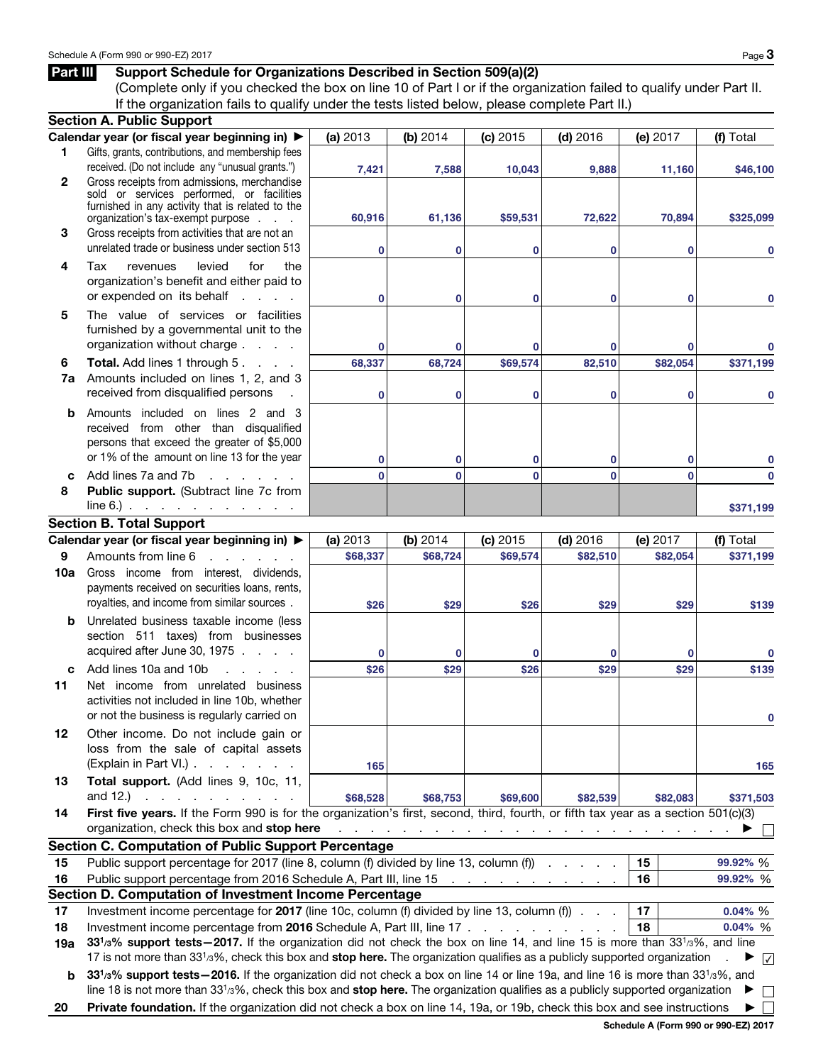## Part III Support Schedule for Organizations Described in Section 509(a)(2)

(Complete only if you checked the box on line 10 of Part I or if the organization failed to qualify under Part II. If the organization fails to qualify under the tests listed below, please complete Part II.)

### Section A. Public Support

| | Calendar year (or fiscal year beginning in) ▶ | (a) 2013 | (b) 2014 | (c) 2015 | (d) 2016 | (e) 2017 | (f) Total |
|---|---|---|---|---|---|---|---|
| 1 | Gifts, grants, contributions, and membership fees received. (Do not include any "unusual grants.") | 7,421 | 7,588 | 10,043 | 9,888 | 11,160 | $46,100 |
| 2 | Gross receipts from admissions, merchandise sold or services performed, or facilities furnished in any activity that is related to the organization's tax-exempt purpose | 60,916 | 61,136 | $59,531 | 72,622 | 70,894 | $325,099 |
| 3 | Gross receipts from activities that are not an unrelated trade or business under section 513 | 0 | 0 | 0 | 0 | 0 | 0 |
| 4 | Tax revenues levied for the organization's benefit and either paid to or expended on its behalf | 0 | 0 | 0 | 0 | 0 | 0 |
| 5 | The value of services or facilities furnished by a governmental unit to the organization without charge | 0 | 0 | 0 | 0 | 0 | 0 |
| 6 | **Total.** Add lines 1 through 5 | 68,337 | 68,724 | $69,574 | 82,510 | $82,054 | $371,199 |
| 7a | Amounts included on lines 1, 2, and 3 received from disqualified persons | 0 | 0 | 0 | 0 | 0 | 0 |
| b | Amounts included on lines 2 and 3 received from other than disqualified persons that exceed the greater of $5,000 or 1% of the amount on line 13 for the year | 0 | 0 | 0 | 0 | 0 | 0 |
| c | Add lines 7a and 7b | 0 | 0 | 0 | 0 | 0 | 0 |
| 8 | **Public support.** (Subtract line 7c from line 6.) | | | | | | $371,199 |

### Section B. Total Support

| | Calendar year (or fiscal year beginning in) ▶ | (a) 2013 | (b) 2014 | (c) 2015 | (d) 2016 | (e) 2017 | (f) Total |
|---|---|---|---|---|---|---|---|
| 9 | Amounts from line 6 | $68,337 | $68,724 | $69,574 | $82,510 | $82,054 | $371,199 |
| 10a | Gross income from interest, dividends, payments received on securities loans, rents, royalties, and income from similar sources | $26 | $29 | $26 | $29 | $29 | $139 |
| b | Unrelated business taxable income (less section 511 taxes) from businesses acquired after June 30, 1975 | 0 | 0 | 0 | 0 | 0 | 0 |
| c | Add lines 10a and 10b | $26 | $29 | $26 | $29 | $29 | $139 |
| 11 | Net income from unrelated business activities not included in line 10b, whether or not the business is regularly carried on | | | | | | 0 |
| 12 | Other income. Do not include gain or loss from the sale of capital assets (Explain in Part VI.) | 165 | | | | | 165 |
| 13 | **Total support.** (Add lines 9, 10c, 11, and 12.) | $68,528 | $68,753 | $69,600 | $82,539 | $82,083 | $371,503 |

14 **First five years.** If the Form 990 is for the organization's first, second, third, fourth, or fifth tax year as a section 501(c)(3) organization, check this box and **stop here** ▶ ☐

### Section C. Computation of Public Support Percentage

| | | | |
|---|---|---|---|
| 15 | Public support percentage for 2017 (line 8, column (f) divided by line 13, column (f)) | 15 | 99.92% % |
| 16 | Public support percentage from 2016 Schedule A, Part III, line 15 | 16 | 99.92% % |

### Section D. Computation of Investment Income Percentage

| | | | |
|---|---|---|---|
| 17 | Investment income percentage for **2017** (line 10c, column (f) divided by line 13, column (f)) | 17 | 0.04% % |
| 18 | Investment income percentage from **2016** Schedule A, Part III, line 17 | 18 | 0.04% % |

**19a** **33 1/3% support tests—2017.** If the organization did not check the box on line 14, and line 15 is more than 33 1/3%, and line 17 is not more than 33 1/3%, check this box and **stop here.** The organization qualifies as a publicly supported organization ▶ ☑

**b** **33 1/3% support tests—2016.** If the organization did not check a box on line 14 or line 19a, and line 16 is more than 33 1/3%, and line 18 is not more than 33 1/3%, check this box and **stop here.** The organization qualifies as a publicly supported organization ▶ ☐

**20** **Private foundation.** If the organization did not check a box on line 14, 19a, or 19b, check this box and see instructions ▶ ☐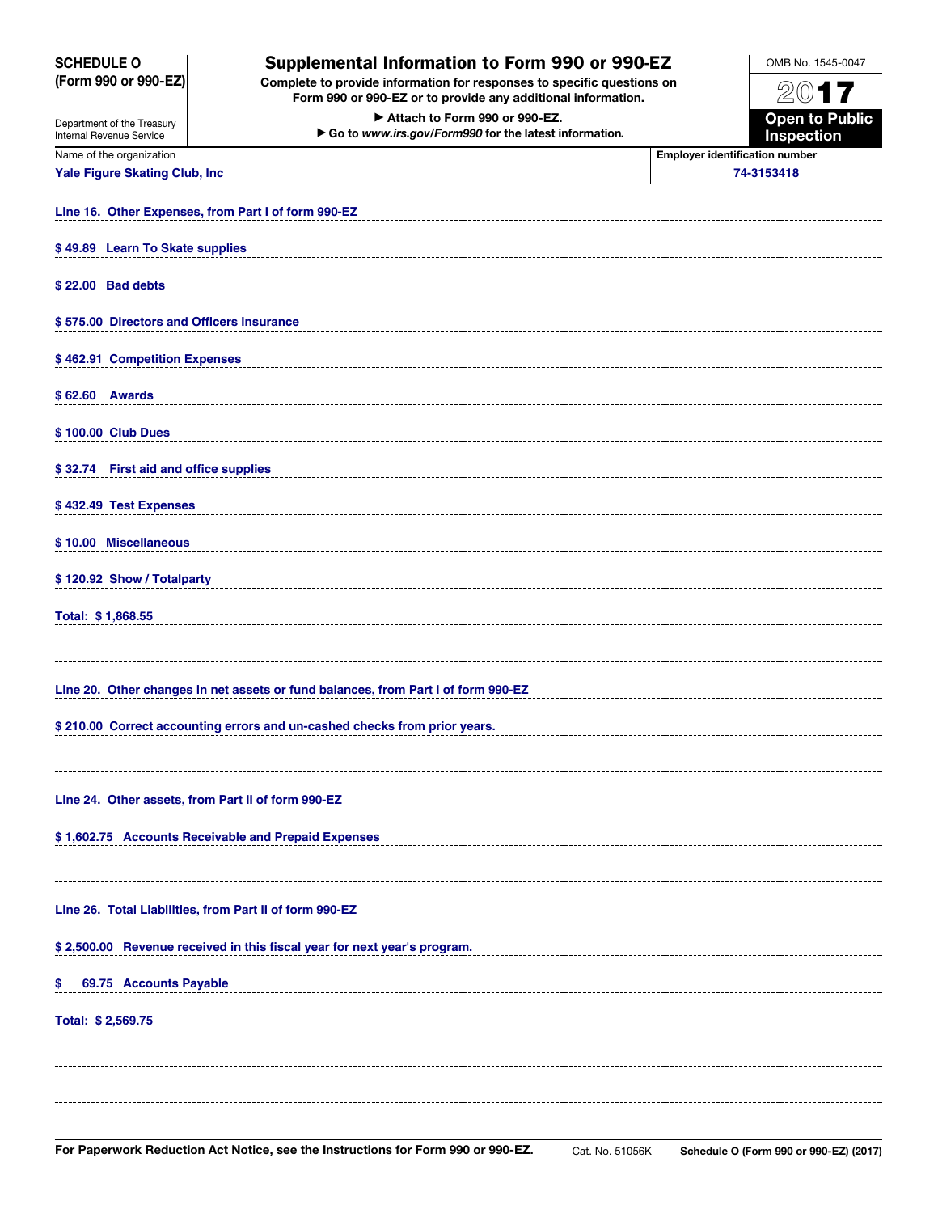**SCHEDULE O (Form 990 or 990-EZ)**

Department of the Treasury
Internal Revenue Service

# Supplemental Information to Form 990 or 990-EZ

**Complete to provide information for responses to specific questions on Form 990 or 990-EZ or to provide any additional information.**

**▶ Attach to Form 990 or 990-EZ.**

**▶ Go to *www.irs.gov/Form990* for the latest information.**

OMB No. 1545-0047

**2017**

**Open to Public Inspection**

Name of the organization: **Yale Figure Skating Club, Inc**

Employer identification number: **74-3153418**

**Line 16. Other Expenses, from Part I of form 990-EZ**

$ 49.89 Learn To Skate supplies

$ 22.00 Bad debts

$ 575.00 Directors and Officers insurance

$ 462.91 Competition Expenses

$ 62.60 Awards

$ 100.00 Club Dues

$ 32.74 First aid and office supplies

$ 432.49 Test Expenses

$ 10.00 Miscellaneous

$ 120.92 Show / Totalparty

Total: $ 1,868.55

**Line 20. Other changes in net assets or fund balances, from Part I of form 990-EZ**

$ 210.00 Correct accounting errors and un-cashed checks from prior years.

**Line 24. Other assets, from Part II of form 990-EZ**

$ 1,602.75 Accounts Receivable and Prepaid Expenses

**Line 26. Total Liabilities, from Part II of form 990-EZ**

$ 2,500.00 Revenue received in this fiscal year for next year's program.

$ 69.75 Accounts Payable

Total: $ 2,569.75

For Paperwork Reduction Act Notice, see the Instructions for Form 990 or 990-EZ. Cat. No. 51056K **Schedule O (Form 990 or 990-EZ) (2017)**